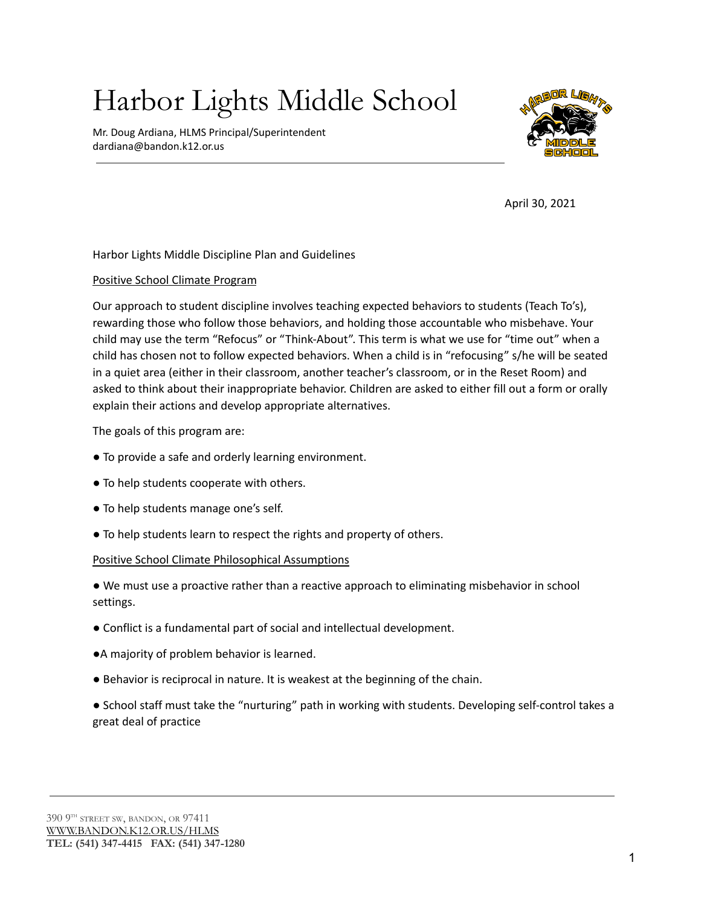# Harbor Lights Middle School

Mr. Doug Ardiana, HLMS Principal/Superintendent
dardiana@bandon.k12.or.us

April 30, 2021

Harbor Lights Middle Discipline Plan and Guidelines

Positive School Climate Program

Our approach to student discipline involves teaching expected behaviors to students (Teach To's), rewarding those who follow those behaviors, and holding those accountable who misbehave. Your child may use the term "Refocus" or "Think-About". This term is what we use for "time out" when a child has chosen not to follow expected behaviors. When a child is in "refocusing" s/he will be seated in a quiet area (either in their classroom, another teacher's classroom, or in the Reset Room) and asked to think about their inappropriate behavior. Children are asked to either fill out a form or orally explain their actions and develop appropriate alternatives.

The goals of this program are:

- To provide a safe and orderly learning environment.
- To help students cooperate with others.
- To help students manage one's self.
- To help students learn to respect the rights and property of others.

Positive School Climate Philosophical Assumptions

- We must use a proactive rather than a reactive approach to eliminating misbehavior in school settings.
- Conflict is a fundamental part of social and intellectual development.
- A majority of problem behavior is learned.
- Behavior is reciprocal in nature. It is weakest at the beginning of the chain.
- School staff must take the "nurturing" path in working with students. Developing self-control takes a great deal of practice

390 9TH STREET SW, BANDON, OR 97411
WWW.BANDON.K12.OR.US/HLMS
**TEL: (541) 347-4415 FAX: (541) 347-1280**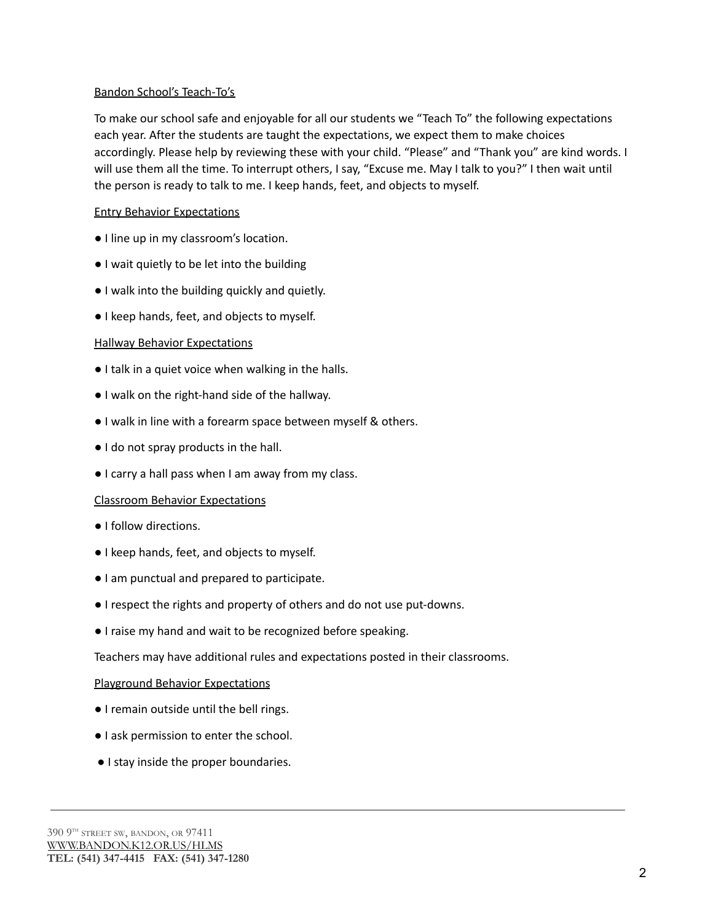Bandon School's Teach-To's

To make our school safe and enjoyable for all our students we "Teach To" the following expectations each year. After the students are taught the expectations, we expect them to make choices accordingly. Please help by reviewing these with your child. "Please" and "Thank you" are kind words. I will use them all the time. To interrupt others, I say, "Excuse me. May I talk to you?" I then wait until the person is ready to talk to me. I keep hands, feet, and objects to myself.

Entry Behavior Expectations

- I line up in my classroom's location.
- I wait quietly to be let into the building
- I walk into the building quickly and quietly.
- I keep hands, feet, and objects to myself.

Hallway Behavior Expectations

- I talk in a quiet voice when walking in the halls.
- I walk on the right-hand side of the hallway.
- I walk in line with a forearm space between myself & others.
- I do not spray products in the hall.
- I carry a hall pass when I am away from my class.

Classroom Behavior Expectations

- I follow directions.
- I keep hands, feet, and objects to myself.
- I am punctual and prepared to participate.
- I respect the rights and property of others and do not use put-downs.
- I raise my hand and wait to be recognized before speaking.

Teachers may have additional rules and expectations posted in their classrooms.

Playground Behavior Expectations

- I remain outside until the bell rings.
- I ask permission to enter the school.
- I stay inside the proper boundaries.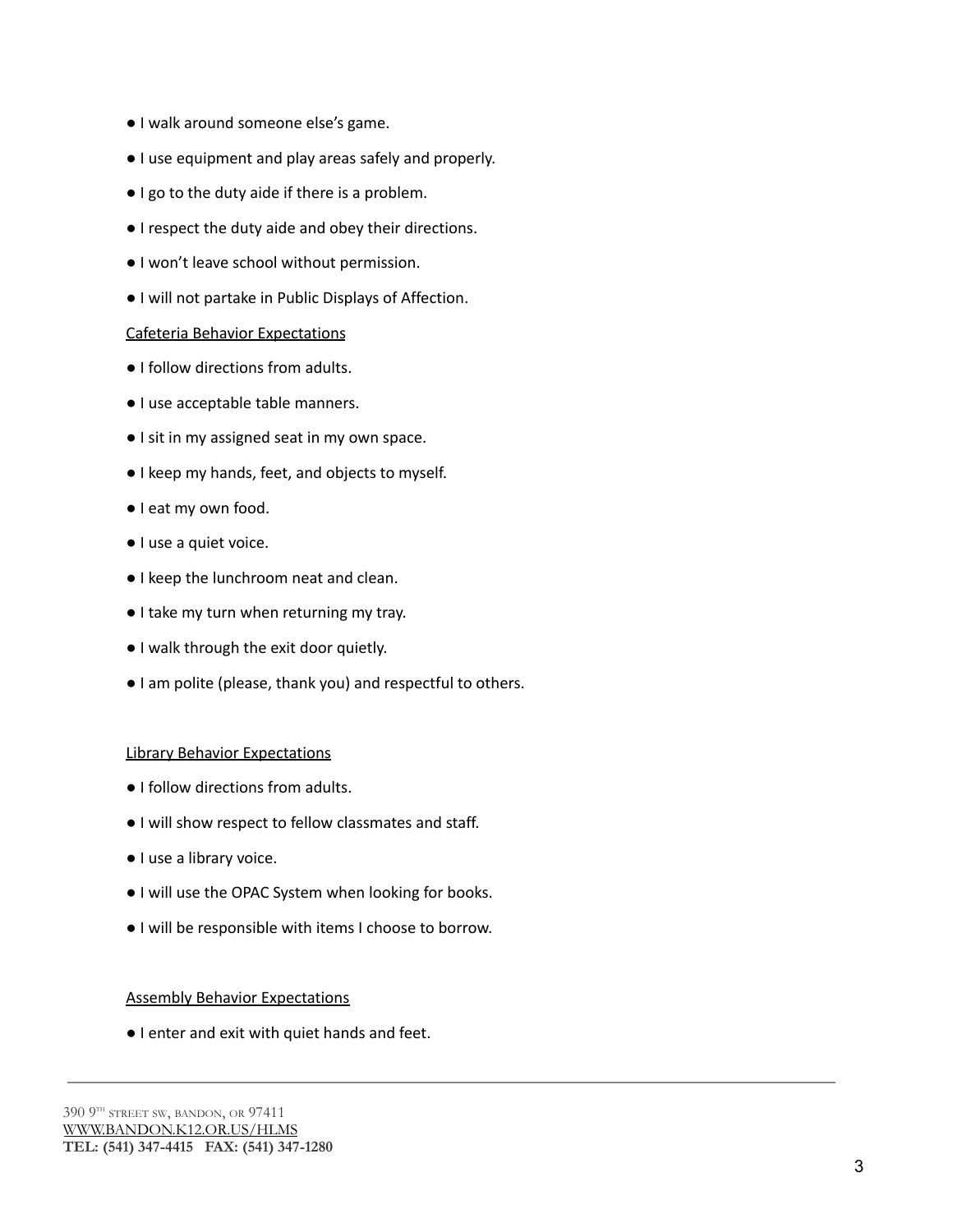- I walk around someone else's game.
- I use equipment and play areas safely and properly.
- I go to the duty aide if there is a problem.
- I respect the duty aide and obey their directions.
- I won't leave school without permission.
- I will not partake in Public Displays of Affection.

<u>Cafeteria Behavior Expectations</u>

- I follow directions from adults.
- I use acceptable table manners.
- I sit in my assigned seat in my own space.
- I keep my hands, feet, and objects to myself.
- I eat my own food.
- I use a quiet voice.
- I keep the lunchroom neat and clean.
- I take my turn when returning my tray.
- I walk through the exit door quietly.
- I am polite (please, thank you) and respectful to others.

<u>Library Behavior Expectations</u>

- I follow directions from adults.
- I will show respect to fellow classmates and staff.
- I use a library voice.
- I will use the OPAC System when looking for books.
- I will be responsible with items I choose to borrow.

<u>Assembly Behavior Expectations</u>

- I enter and exit with quiet hands and feet.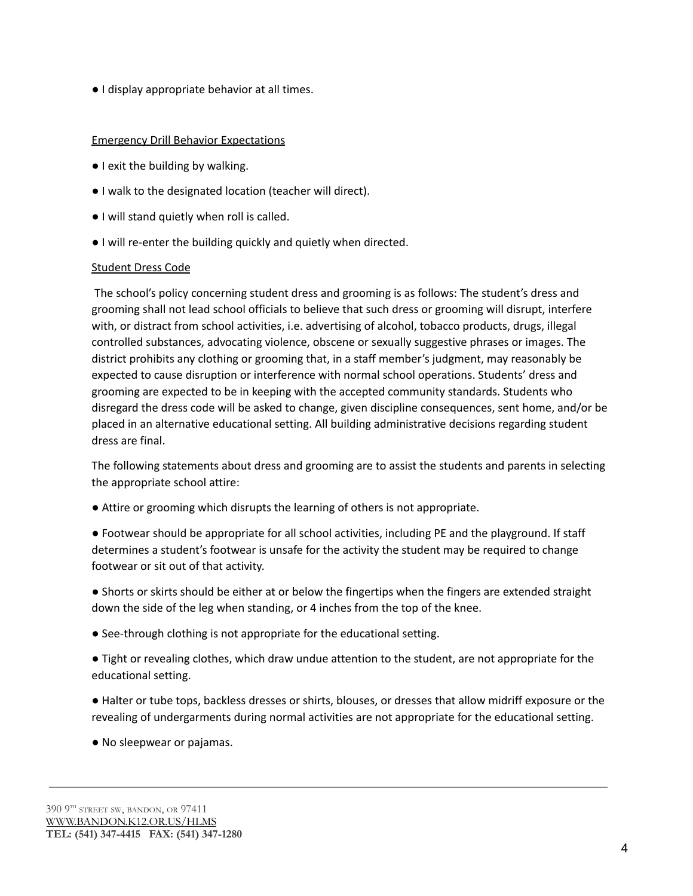- I display appropriate behavior at all times.

Emergency Drill Behavior Expectations

- I exit the building by walking.
- I walk to the designated location (teacher will direct).
- I will stand quietly when roll is called.
- I will re-enter the building quickly and quietly when directed.

Student Dress Code

The school's policy concerning student dress and grooming is as follows: The student's dress and grooming shall not lead school officials to believe that such dress or grooming will disrupt, interfere with, or distract from school activities, i.e. advertising of alcohol, tobacco products, drugs, illegal controlled substances, advocating violence, obscene or sexually suggestive phrases or images. The district prohibits any clothing or grooming that, in a staff member's judgment, may reasonably be expected to cause disruption or interference with normal school operations. Students' dress and grooming are expected to be in keeping with the accepted community standards. Students who disregard the dress code will be asked to change, given discipline consequences, sent home, and/or be placed in an alternative educational setting. All building administrative decisions regarding student dress are final.

The following statements about dress and grooming are to assist the students and parents in selecting the appropriate school attire:

- Attire or grooming which disrupts the learning of others is not appropriate.
- Footwear should be appropriate for all school activities, including PE and the playground. If staff determines a student's footwear is unsafe for the activity the student may be required to change footwear or sit out of that activity.
- Shorts or skirts should be either at or below the fingertips when the fingers are extended straight down the side of the leg when standing, or 4 inches from the top of the knee.
- See-through clothing is not appropriate for the educational setting.
- Tight or revealing clothes, which draw undue attention to the student, are not appropriate for the educational setting.
- Halter or tube tops, backless dresses or shirts, blouses, or dresses that allow midriff exposure or the revealing of undergarments during normal activities are not appropriate for the educational setting.
- No sleepwear or pajamas.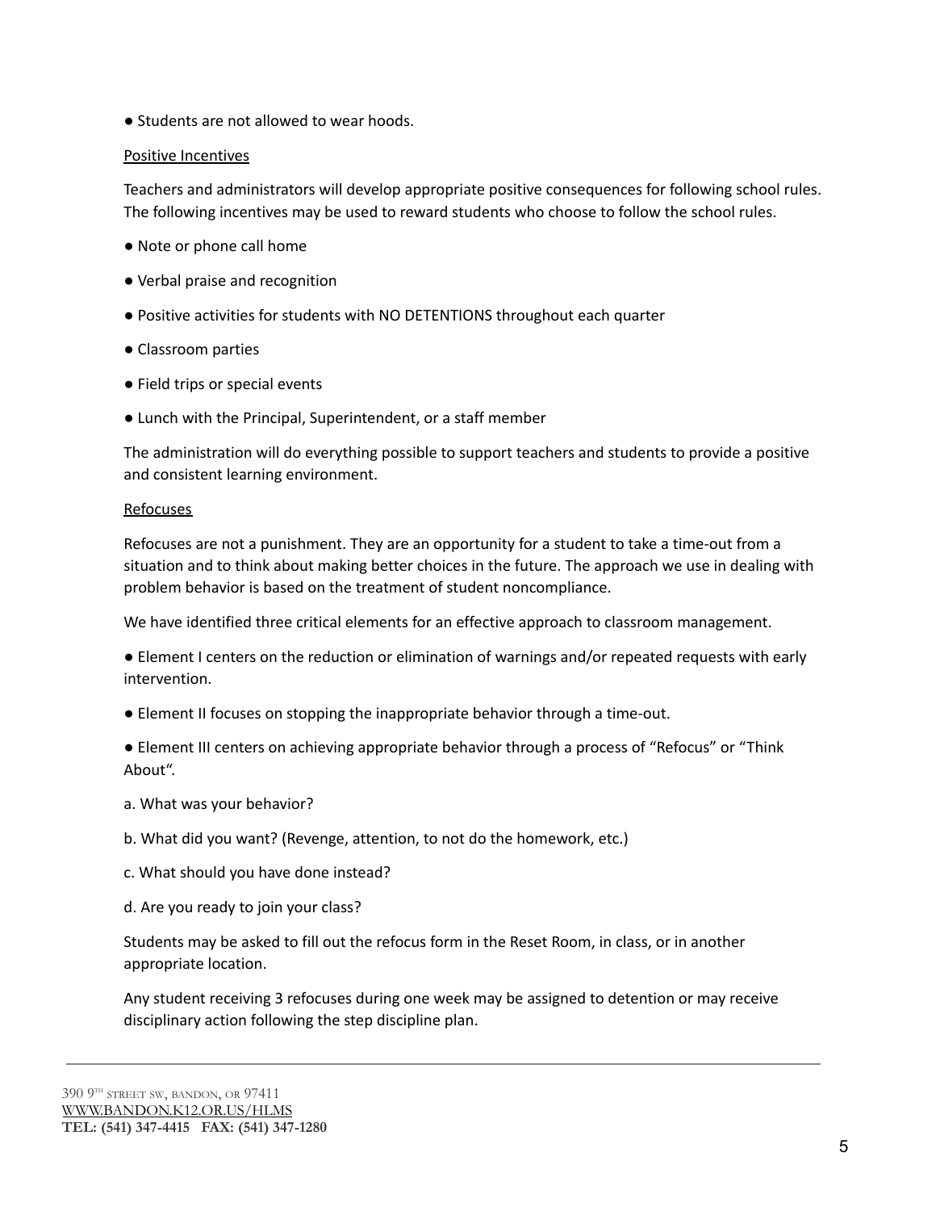● Students are not allowed to wear hoods.

Positive Incentives

Teachers and administrators will develop appropriate positive consequences for following school rules. The following incentives may be used to reward students who choose to follow the school rules.

● Note or phone call home

● Verbal praise and recognition

● Positive activities for students with NO DETENTIONS throughout each quarter

● Classroom parties

● Field trips or special events

● Lunch with the Principal, Superintendent, or a staff member

The administration will do everything possible to support teachers and students to provide a positive and consistent learning environment.

Refocuses

Refocuses are not a punishment. They are an opportunity for a student to take a time-out from a situation and to think about making better choices in the future. The approach we use in dealing with problem behavior is based on the treatment of student noncompliance.

We have identified three critical elements for an effective approach to classroom management.

● Element I centers on the reduction or elimination of warnings and/or repeated requests with early intervention.

● Element II focuses on stopping the inappropriate behavior through a time-out.

● Element III centers on achieving appropriate behavior through a process of "Refocus" or "Think About".

a. What was your behavior?

b. What did you want? (Revenge, attention, to not do the homework, etc.)

c. What should you have done instead?

d. Are you ready to join your class?

Students may be asked to fill out the refocus form in the Reset Room, in class, or in another appropriate location.

Any student receiving 3 refocuses during one week may be assigned to detention or may receive disciplinary action following the step discipline plan.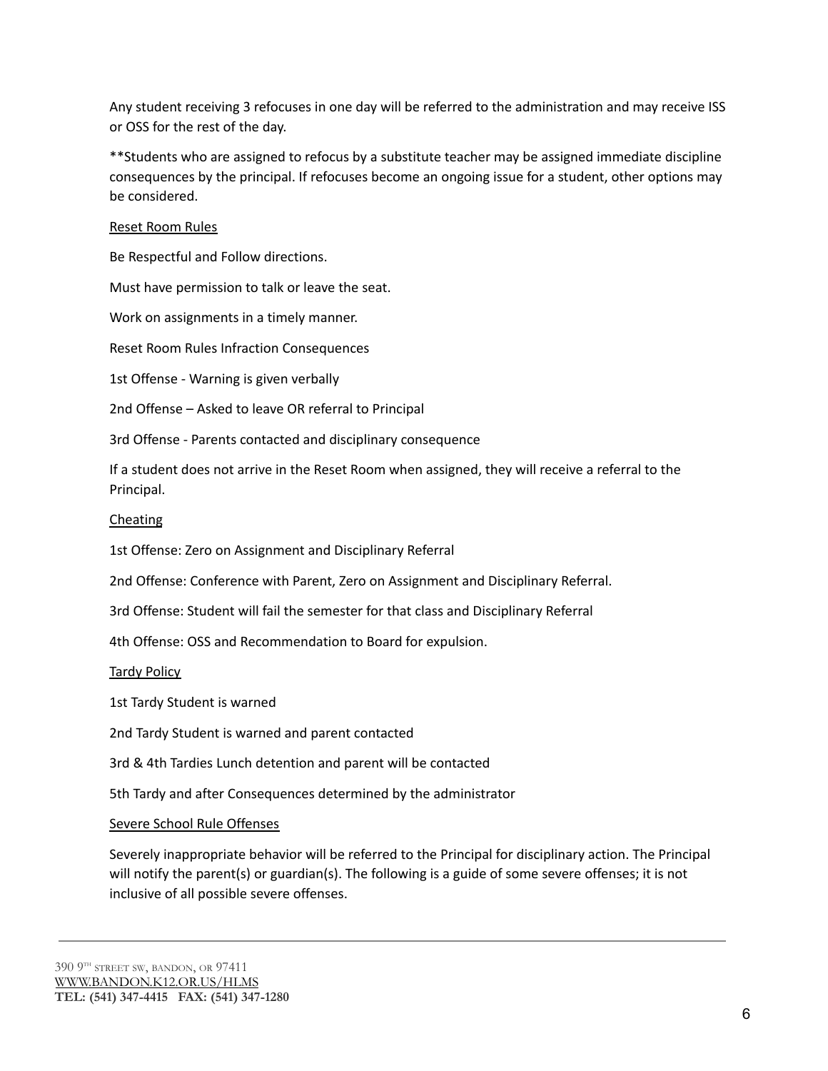Any student receiving 3 refocuses in one day will be referred to the administration and may receive ISS or OSS for the rest of the day.

**Students who are assigned to refocus by a substitute teacher may be assigned immediate discipline consequences by the principal. If refocuses become an ongoing issue for a student, other options may be considered.

<u>Reset Room Rules</u>

Be Respectful and Follow directions.

Must have permission to talk or leave the seat.

Work on assignments in a timely manner.

Reset Room Rules Infraction Consequences

1st Offense - Warning is given verbally

2nd Offense – Asked to leave OR referral to Principal

3rd Offense - Parents contacted and disciplinary consequence

If a student does not arrive in the Reset Room when assigned, they will receive a referral to the Principal.

<u>Cheating</u>

1st Offense: Zero on Assignment and Disciplinary Referral

2nd Offense: Conference with Parent, Zero on Assignment and Disciplinary Referral.

3rd Offense: Student will fail the semester for that class and Disciplinary Referral

4th Offense: OSS and Recommendation to Board for expulsion.

<u>Tardy Policy</u>

1st Tardy Student is warned

2nd Tardy Student is warned and parent contacted

3rd & 4th Tardies Lunch detention and parent will be contacted

5th Tardy and after Consequences determined by the administrator

<u>Severe School Rule Offenses</u>

Severely inappropriate behavior will be referred to the Principal for disciplinary action. The Principal will notify the parent(s) or guardian(s). The following is a guide of some severe offenses; it is not inclusive of all possible severe offenses.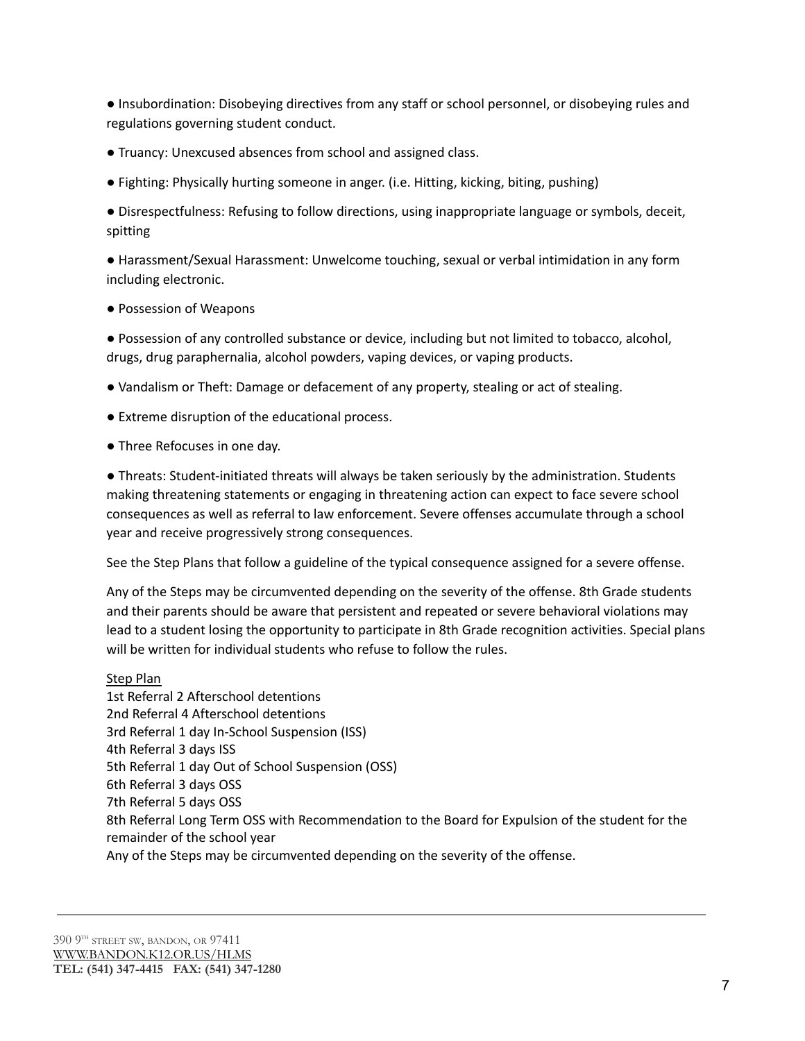- Insubordination: Disobeying directives from any staff or school personnel, or disobeying rules and regulations governing student conduct.
- Truancy: Unexcused absences from school and assigned class.
- Fighting: Physically hurting someone in anger. (i.e. Hitting, kicking, biting, pushing)
- Disrespectfulness: Refusing to follow directions, using inappropriate language or symbols, deceit, spitting
- Harassment/Sexual Harassment: Unwelcome touching, sexual or verbal intimidation in any form including electronic.
- Possession of Weapons
- Possession of any controlled substance or device, including but not limited to tobacco, alcohol, drugs, drug paraphernalia, alcohol powders, vaping devices, or vaping products.
- Vandalism or Theft: Damage or defacement of any property, stealing or act of stealing.
- Extreme disruption of the educational process.
- Three Refocuses in one day.
- Threats: Student-initiated threats will always be taken seriously by the administration. Students making threatening statements or engaging in threatening action can expect to face severe school consequences as well as referral to law enforcement. Severe offenses accumulate through a school year and receive progressively strong consequences.

See the Step Plans that follow a guideline of the typical consequence assigned for a severe offense.

Any of the Steps may be circumvented depending on the severity of the offense. 8th Grade students and their parents should be aware that persistent and repeated or severe behavioral violations may lead to a student losing the opportunity to participate in 8th Grade recognition activities. Special plans will be written for individual students who refuse to follow the rules.

<u>Step Plan</u>

1st Referral 2 Afterschool detentions
2nd Referral 4 Afterschool detentions
3rd Referral 1 day In-School Suspension (ISS)
4th Referral 3 days ISS
5th Referral 1 day Out of School Suspension (OSS)
6th Referral 3 days OSS
7th Referral 5 days OSS
8th Referral Long Term OSS with Recommendation to the Board for Expulsion of the student for the remainder of the school year
Any of the Steps may be circumvented depending on the severity of the offense.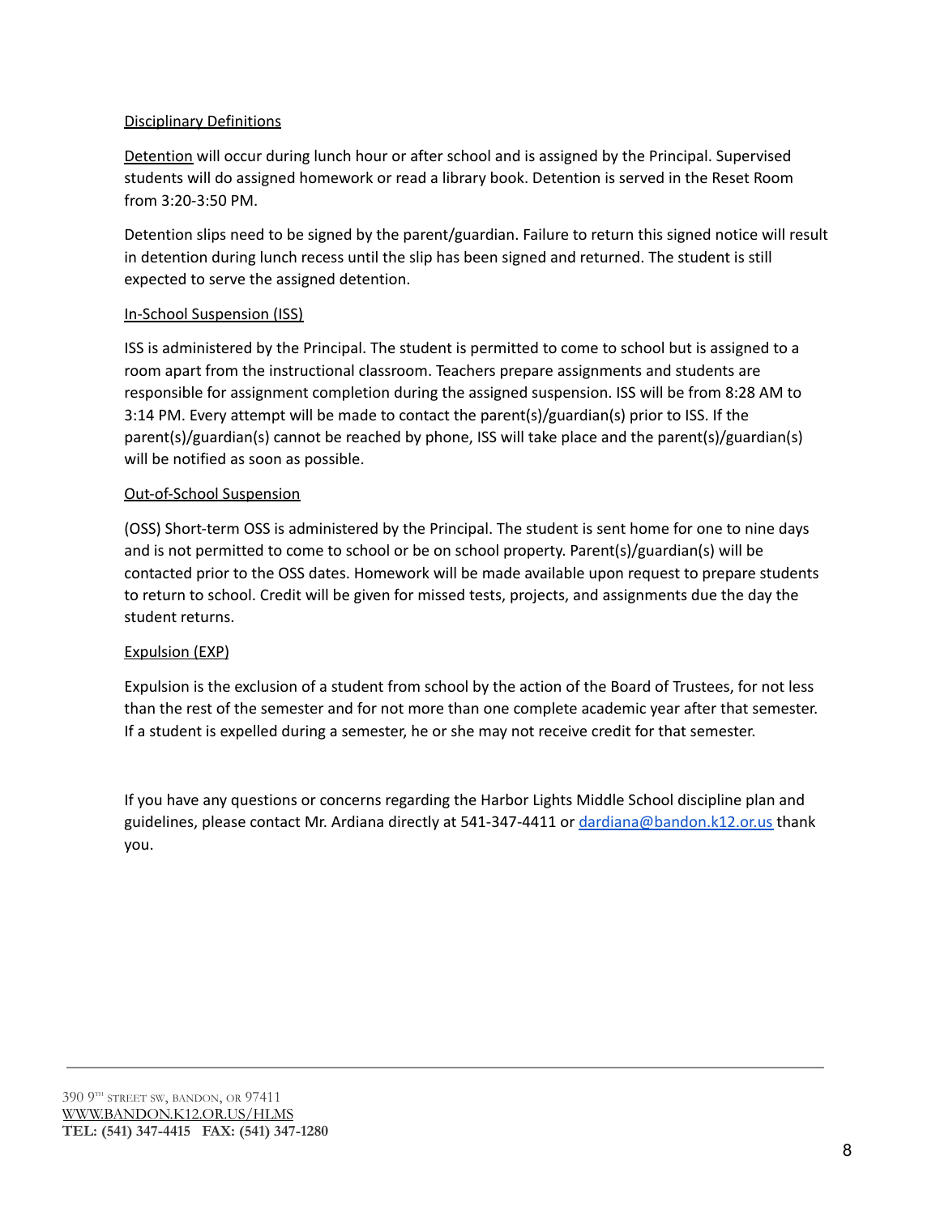## Disciplinary Definitions

Detention will occur during lunch hour or after school and is assigned by the Principal. Supervised students will do assigned homework or read a library book. Detention is served in the Reset Room from 3:20-3:50 PM.

Detention slips need to be signed by the parent/guardian. Failure to return this signed notice will result in detention during lunch recess until the slip has been signed and returned. The student is still expected to serve the assigned detention.

### In-School Suspension (ISS)

ISS is administered by the Principal. The student is permitted to come to school but is assigned to a room apart from the instructional classroom. Teachers prepare assignments and students are responsible for assignment completion during the assigned suspension. ISS will be from 8:28 AM to 3:14 PM. Every attempt will be made to contact the parent(s)/guardian(s) prior to ISS. If the parent(s)/guardian(s) cannot be reached by phone, ISS will take place and the parent(s)/guardian(s) will be notified as soon as possible.

### Out-of-School Suspension

(OSS) Short-term OSS is administered by the Principal. The student is sent home for one to nine days and is not permitted to come to school or be on school property. Parent(s)/guardian(s) will be contacted prior to the OSS dates. Homework will be made available upon request to prepare students to return to school. Credit will be given for missed tests, projects, and assignments due the day the student returns.

### Expulsion (EXP)

Expulsion is the exclusion of a student from school by the action of the Board of Trustees, for not less than the rest of the semester and for not more than one complete academic year after that semester. If a student is expelled during a semester, he or she may not receive credit for that semester.

If you have any questions or concerns regarding the Harbor Lights Middle School discipline plan and guidelines, please contact Mr. Ardiana directly at 541-347-4411 or [dardiana@bandon.k12.or.us](mailto:dardiana@bandon.k12.or.us) thank you.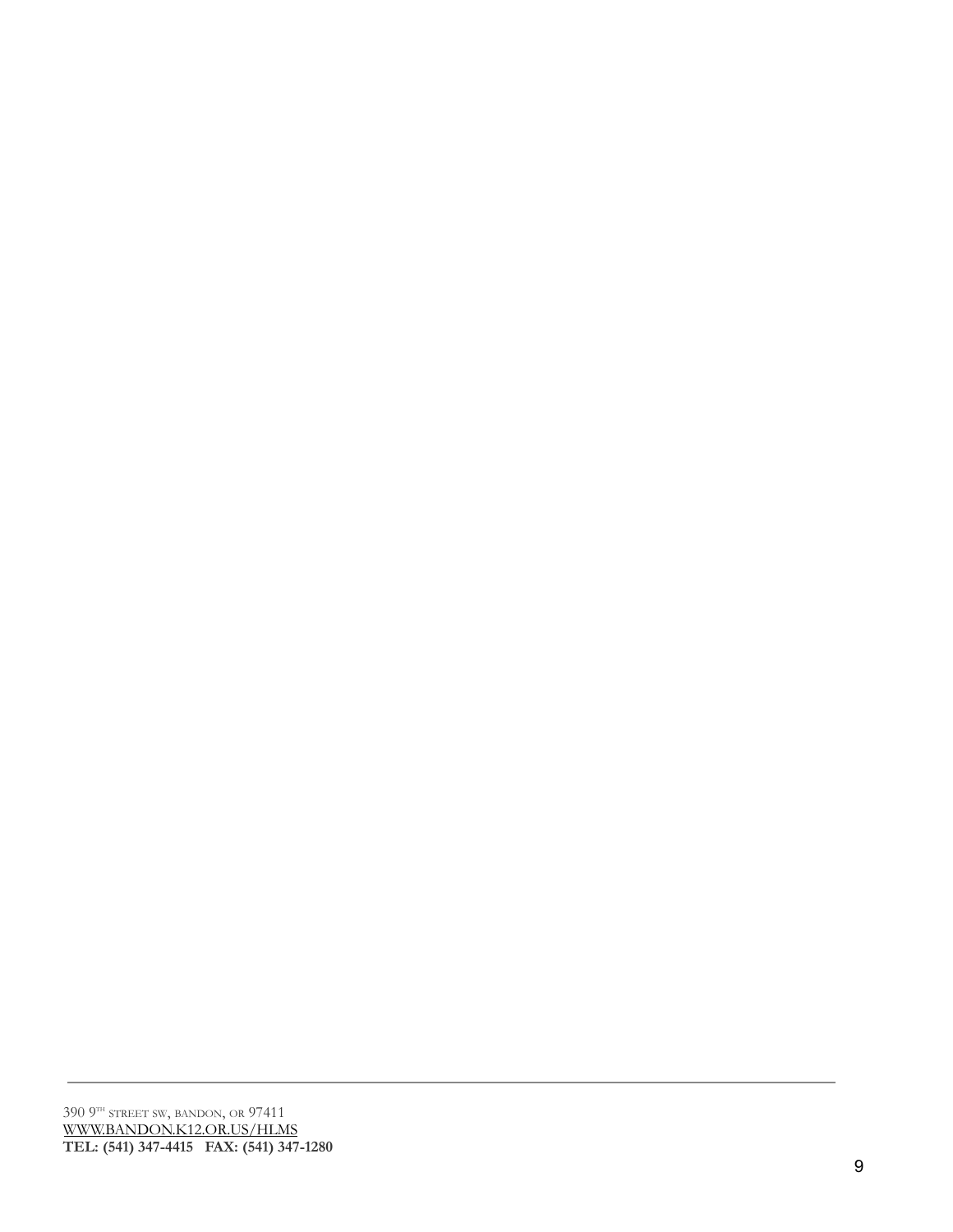390 9TH STREET SW, BANDON, OR 97411
WWW.BANDON.K12.OR.US/HLMS
**TEL: (541) 347-4415 FAX: (541) 347-1280**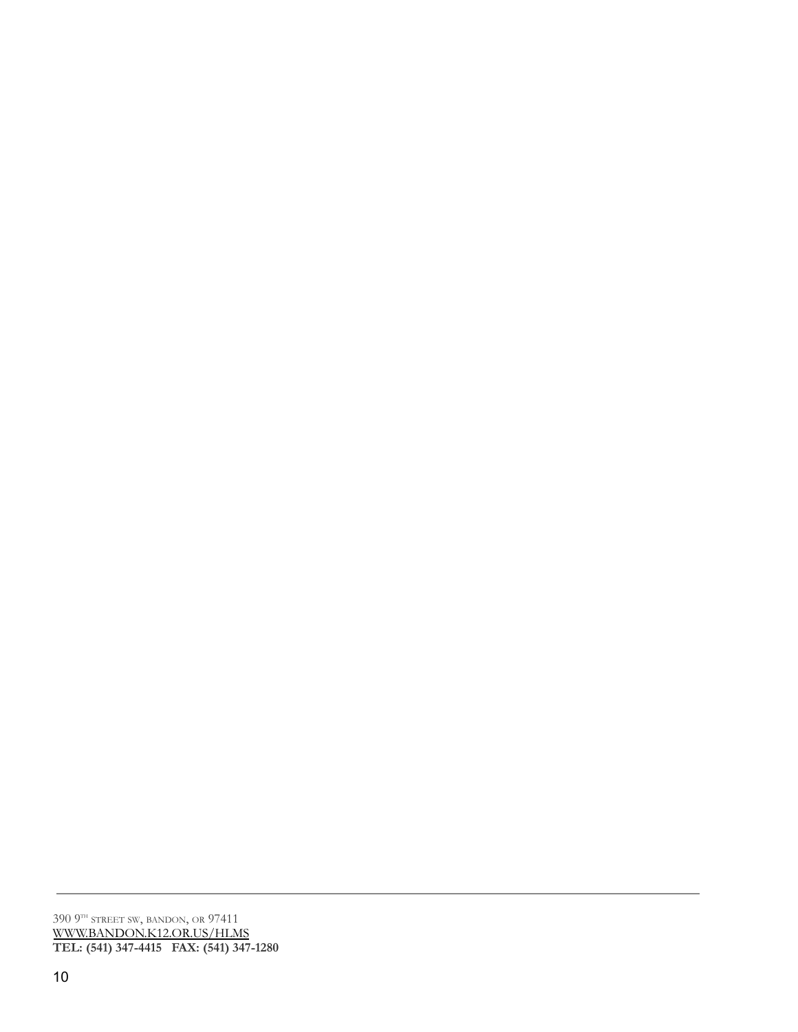390 9TH STREET SW, BANDON, OR 97411
WWW.BANDON.K12.OR.US/HLMS
**TEL: (541) 347-4415   FAX: (541) 347-1280**